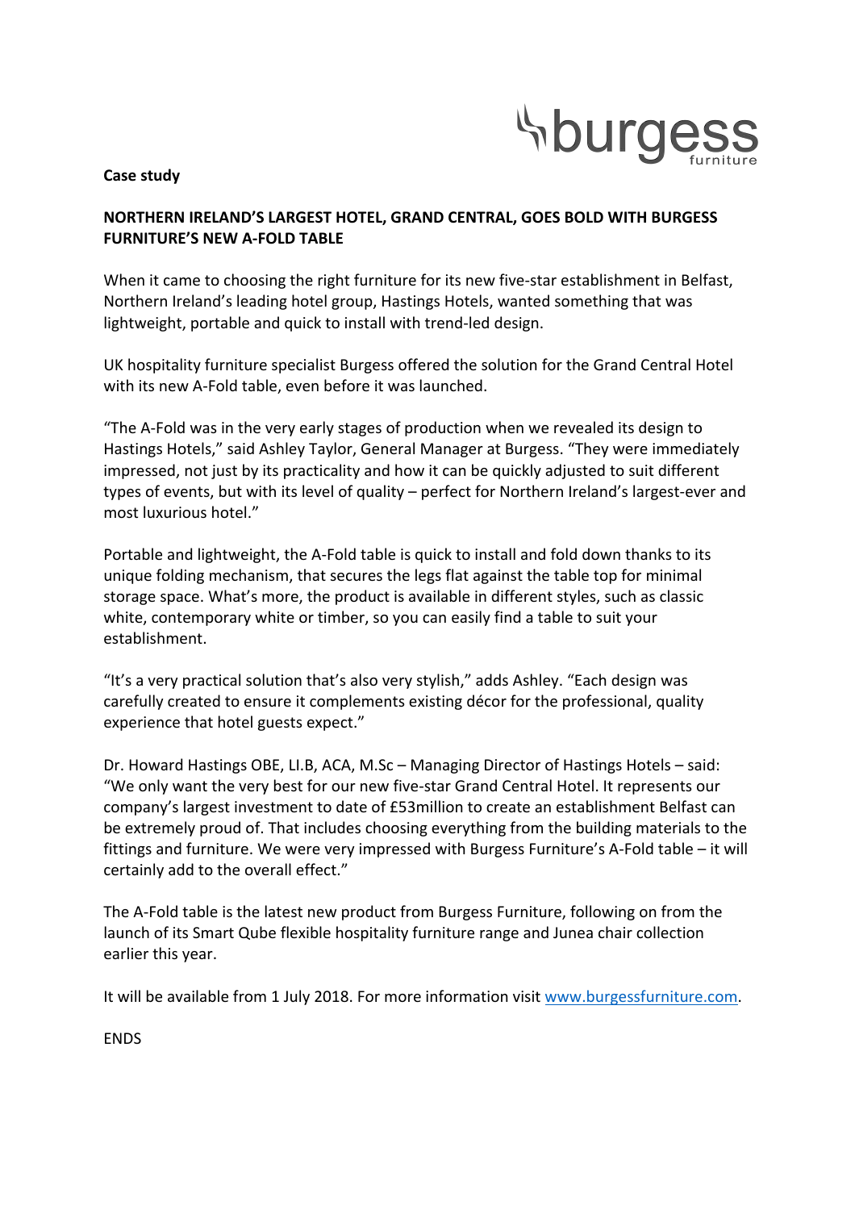burgess furniture

**Case study**

**NORTHERN IRELAND'S LARGEST HOTEL, GRAND CENTRAL, GOES BOLD WITH BURGESS FURNITURE'S NEW A-FOLD TABLE**

When it came to choosing the right furniture for its new five-star establishment in Belfast, Northern Ireland's leading hotel group, Hastings Hotels, wanted something that was lightweight, portable and quick to install with trend-led design.

UK hospitality furniture specialist Burgess offered the solution for the Grand Central Hotel with its new A-Fold table, even before it was launched.

"The A-Fold was in the very early stages of production when we revealed its design to Hastings Hotels," said Ashley Taylor, General Manager at Burgess. "They were immediately impressed, not just by its practicality and how it can be quickly adjusted to suit different types of events, but with its level of quality – perfect for Northern Ireland's largest-ever and most luxurious hotel."

Portable and lightweight, the A-Fold table is quick to install and fold down thanks to its unique folding mechanism, that secures the legs flat against the table top for minimal storage space. What's more, the product is available in different styles, such as classic white, contemporary white or timber, so you can easily find a table to suit your establishment.

"It's a very practical solution that's also very stylish," adds Ashley. "Each design was carefully created to ensure it complements existing décor for the professional, quality experience that hotel guests expect."

Dr. Howard Hastings OBE, LI.B, ACA, M.Sc – Managing Director of Hastings Hotels – said: "We only want the very best for our new five-star Grand Central Hotel. It represents our company's largest investment to date of £53million to create an establishment Belfast can be extremely proud of. That includes choosing everything from the building materials to the fittings and furniture. We were very impressed with Burgess Furniture's A-Fold table – it will certainly add to the overall effect."

The A-Fold table is the latest new product from Burgess Furniture, following on from the launch of its Smart Qube flexible hospitality furniture range and Junea chair collection earlier this year.

It will be available from 1 July 2018. For more information visit www.burgessfurniture.com.

ENDS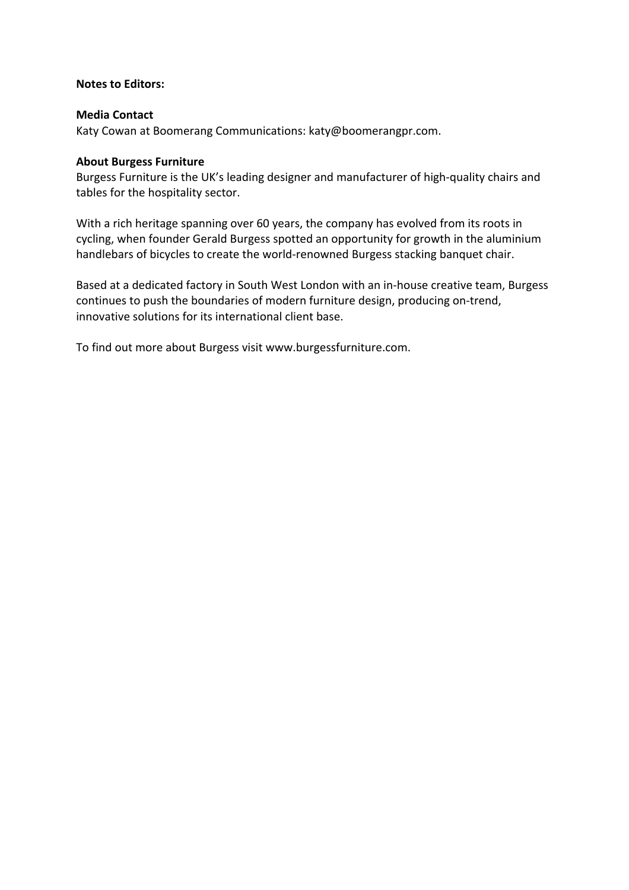**Notes to Editors:**

**Media Contact**
Katy Cowan at Boomerang Communications: katy@boomerangpr.com.

**About Burgess Furniture**
Burgess Furniture is the UK's leading designer and manufacturer of high-quality chairs and tables for the hospitality sector.

With a rich heritage spanning over 60 years, the company has evolved from its roots in cycling, when founder Gerald Burgess spotted an opportunity for growth in the aluminium handlebars of bicycles to create the world-renowned Burgess stacking banquet chair.

Based at a dedicated factory in South West London with an in-house creative team, Burgess continues to push the boundaries of modern furniture design, producing on-trend, innovative solutions for its international client base.

To find out more about Burgess visit www.burgessfurniture.com.